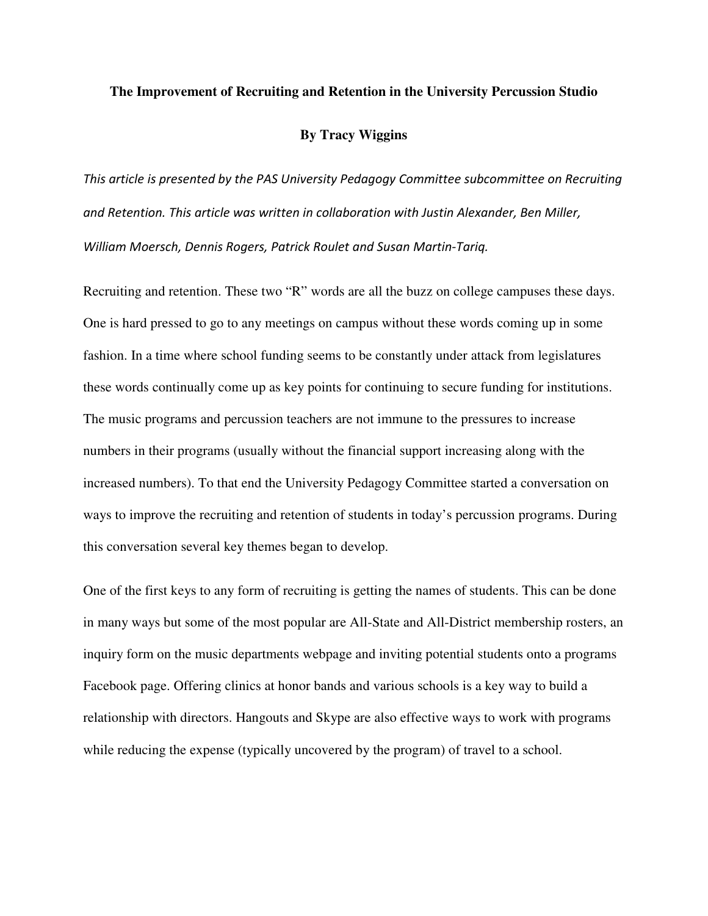# The Improvement of Recruiting and Retention in the University Percussion Studio

**By Tracy Wiggins**

*This article is presented by the PAS University Pedagogy Committee subcommittee on Recruiting and Retention. This article was written in collaboration with Justin Alexander, Ben Miller, William Moersch, Dennis Rogers, Patrick Roulet and Susan Martin-Tariq.*

Recruiting and retention. These two "R" words are all the buzz on college campuses these days. One is hard pressed to go to any meetings on campus without these words coming up in some fashion. In a time where school funding seems to be constantly under attack from legislatures these words continually come up as key points for continuing to secure funding for institutions. The music programs and percussion teachers are not immune to the pressures to increase numbers in their programs (usually without the financial support increasing along with the increased numbers). To that end the University Pedagogy Committee started a conversation on ways to improve the recruiting and retention of students in today's percussion programs. During this conversation several key themes began to develop.

One of the first keys to any form of recruiting is getting the names of students. This can be done in many ways but some of the most popular are All-State and All-District membership rosters, an inquiry form on the music departments webpage and inviting potential students onto a programs Facebook page. Offering clinics at honor bands and various schools is a key way to build a relationship with directors. Hangouts and Skype are also effective ways to work with programs while reducing the expense (typically uncovered by the program) of travel to a school.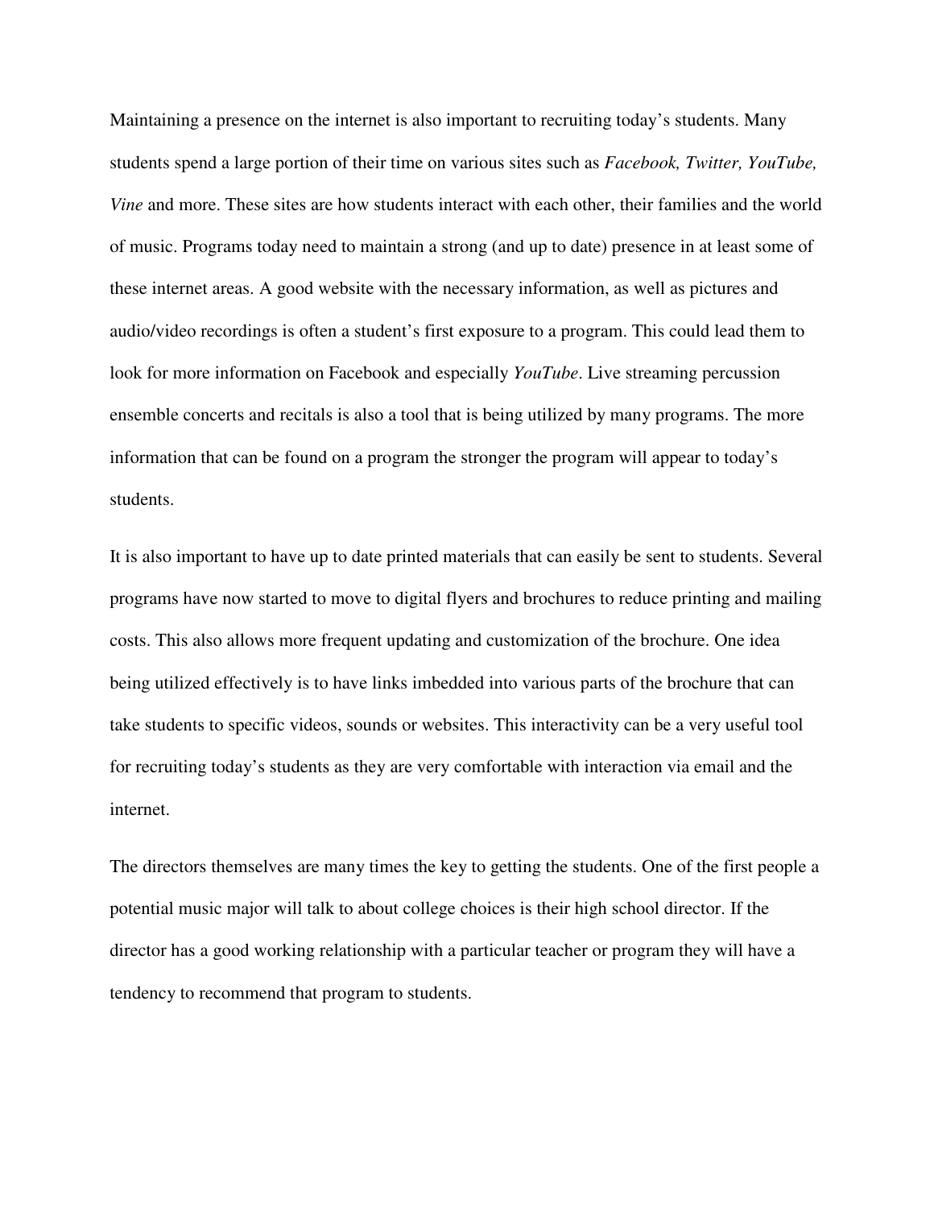Maintaining a presence on the internet is also important to recruiting today's students. Many students spend a large portion of their time on various sites such as *Facebook, Twitter, YouTube, Vine* and more. These sites are how students interact with each other, their families and the world of music. Programs today need to maintain a strong (and up to date) presence in at least some of these internet areas. A good website with the necessary information, as well as pictures and audio/video recordings is often a student's first exposure to a program. This could lead them to look for more information on Facebook and especially *YouTube*. Live streaming percussion ensemble concerts and recitals is also a tool that is being utilized by many programs. The more information that can be found on a program the stronger the program will appear to today's students.

It is also important to have up to date printed materials that can easily be sent to students. Several programs have now started to move to digital flyers and brochures to reduce printing and mailing costs. This also allows more frequent updating and customization of the brochure. One idea being utilized effectively is to have links imbedded into various parts of the brochure that can take students to specific videos, sounds or websites. This interactivity can be a very useful tool for recruiting today's students as they are very comfortable with interaction via email and the internet.

The directors themselves are many times the key to getting the students. One of the first people a potential music major will talk to about college choices is their high school director. If the director has a good working relationship with a particular teacher or program they will have a tendency to recommend that program to students.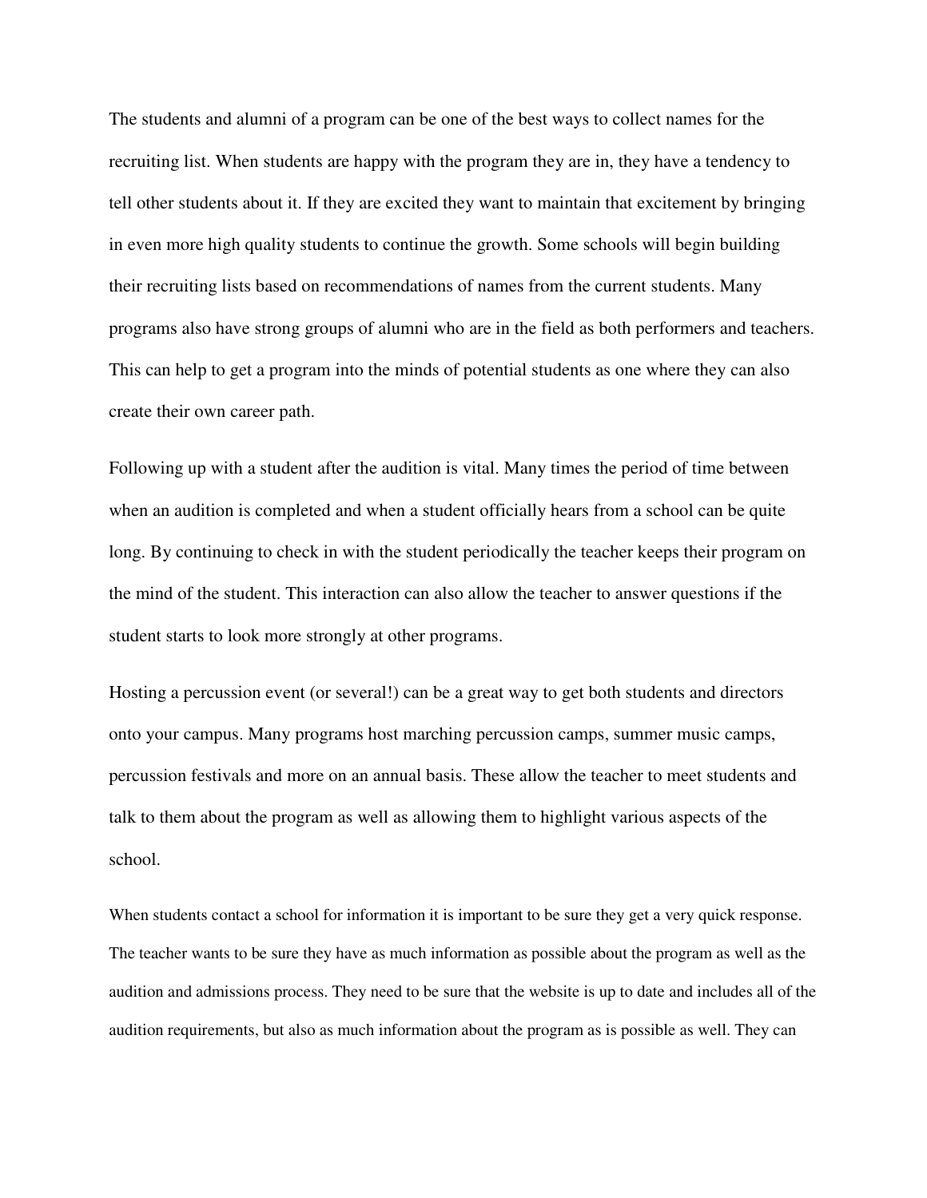The students and alumni of a program can be one of the best ways to collect names for the recruiting list. When students are happy with the program they are in, they have a tendency to tell other students about it. If they are excited they want to maintain that excitement by bringing in even more high quality students to continue the growth. Some schools will begin building their recruiting lists based on recommendations of names from the current students. Many programs also have strong groups of alumni who are in the field as both performers and teachers. This can help to get a program into the minds of potential students as one where they can also create their own career path.

Following up with a student after the audition is vital. Many times the period of time between when an audition is completed and when a student officially hears from a school can be quite long. By continuing to check in with the student periodically the teacher keeps their program on the mind of the student. This interaction can also allow the teacher to answer questions if the student starts to look more strongly at other programs.

Hosting a percussion event (or several!) can be a great way to get both students and directors onto your campus. Many programs host marching percussion camps, summer music camps, percussion festivals and more on an annual basis. These allow the teacher to meet students and talk to them about the program as well as allowing them to highlight various aspects of the school.

When students contact a school for information it is important to be sure they get a very quick response. The teacher wants to be sure they have as much information as possible about the program as well as the audition and admissions process. They need to be sure that the website is up to date and includes all of the audition requirements, but also as much information about the program as is possible as well. They can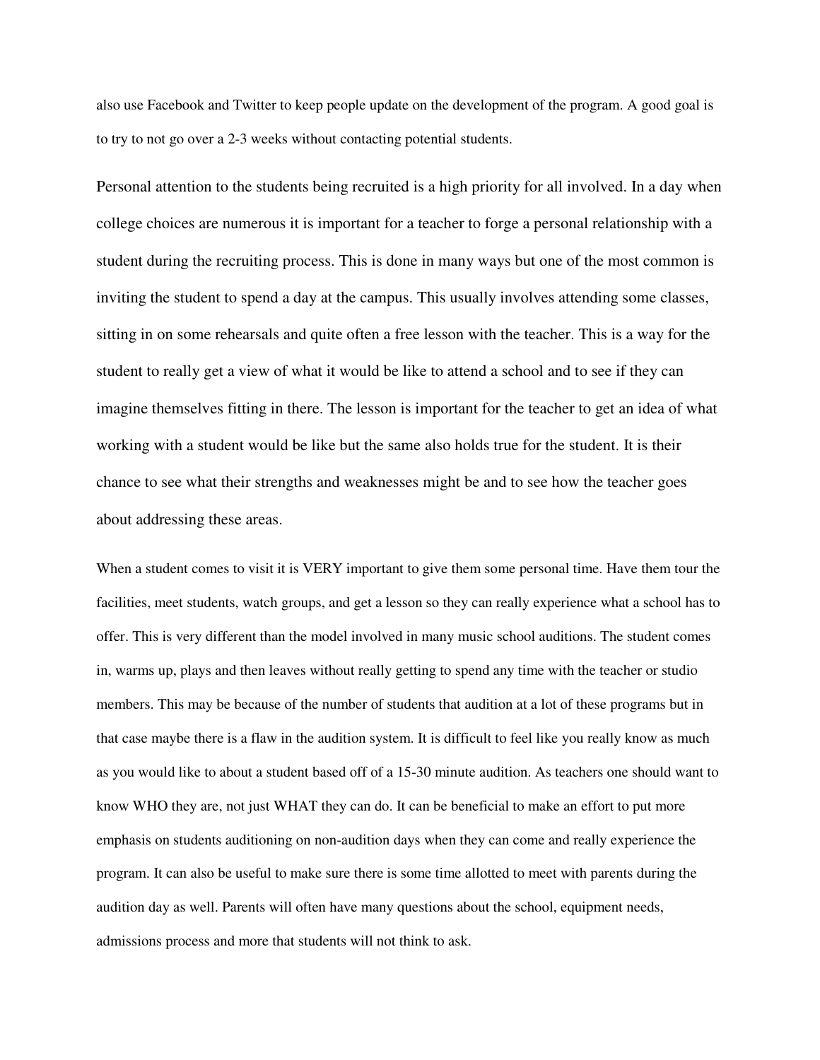also use Facebook and Twitter to keep people update on the development of the program. A good goal is to try to not go over a 2-3 weeks without contacting potential students.

Personal attention to the students being recruited is a high priority for all involved. In a day when college choices are numerous it is important for a teacher to forge a personal relationship with a student during the recruiting process. This is done in many ways but one of the most common is inviting the student to spend a day at the campus. This usually involves attending some classes, sitting in on some rehearsals and quite often a free lesson with the teacher. This is a way for the student to really get a view of what it would be like to attend a school and to see if they can imagine themselves fitting in there. The lesson is important for the teacher to get an idea of what working with a student would be like but the same also holds true for the student. It is their chance to see what their strengths and weaknesses might be and to see how the teacher goes about addressing these areas.

When a student comes to visit it is VERY important to give them some personal time. Have them tour the facilities, meet students, watch groups, and get a lesson so they can really experience what a school has to offer. This is very different than the model involved in many music school auditions. The student comes in, warms up, plays and then leaves without really getting to spend any time with the teacher or studio members. This may be because of the number of students that audition at a lot of these programs but in that case maybe there is a flaw in the audition system. It is difficult to feel like you really know as much as you would like to about a student based off of a 15-30 minute audition. As teachers one should want to know WHO they are, not just WHAT they can do. It can be beneficial to make an effort to put more emphasis on students auditioning on non-audition days when they can come and really experience the program. It can also be useful to make sure there is some time allotted to meet with parents during the audition day as well. Parents will often have many questions about the school, equipment needs, admissions process and more that students will not think to ask.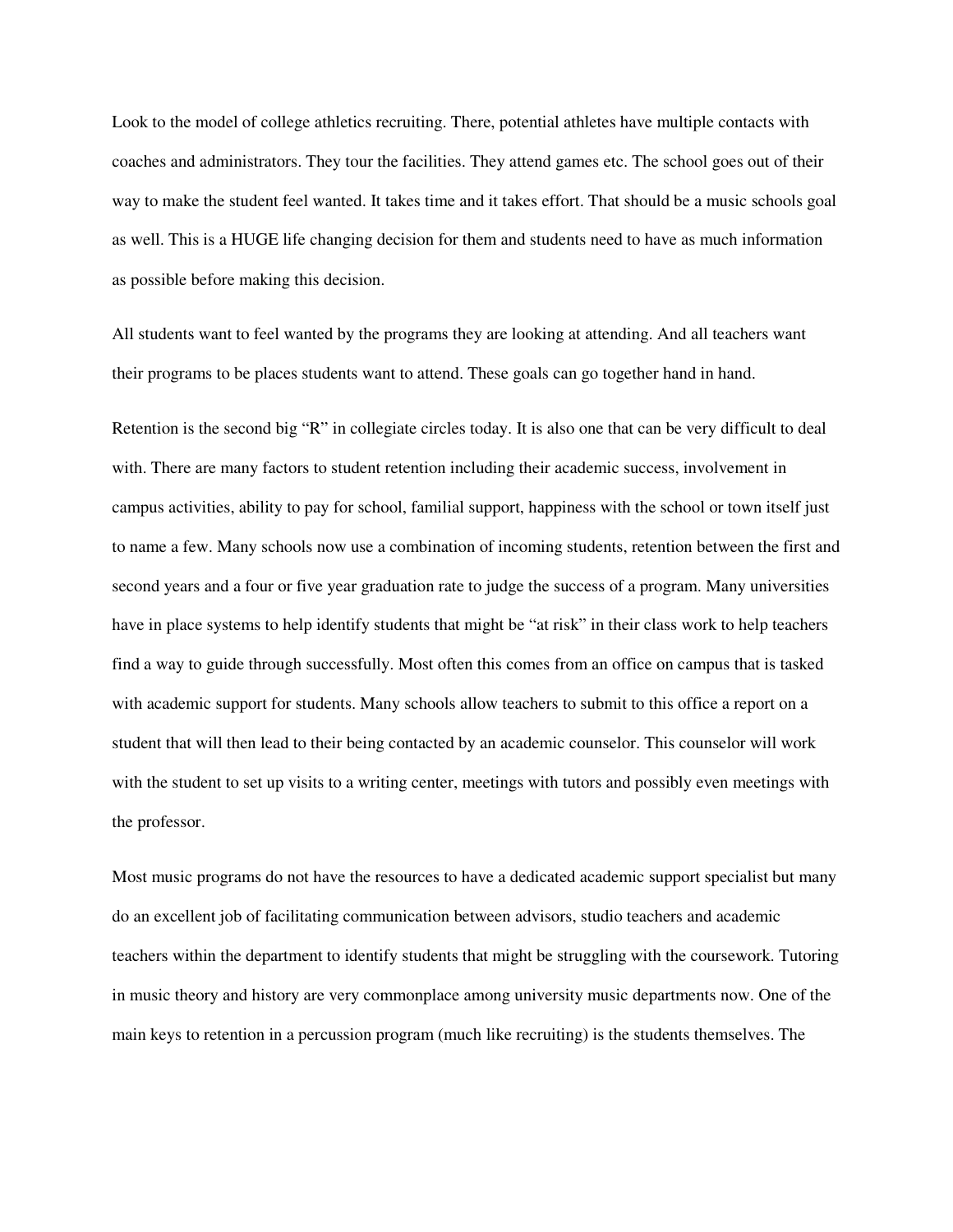Look to the model of college athletics recruiting. There, potential athletes have multiple contacts with coaches and administrators. They tour the facilities. They attend games etc. The school goes out of their way to make the student feel wanted. It takes time and it takes effort. That should be a music schools goal as well. This is a HUGE life changing decision for them and students need to have as much information as possible before making this decision.

All students want to feel wanted by the programs they are looking at attending. And all teachers want their programs to be places students want to attend. These goals can go together hand in hand.

Retention is the second big "R" in collegiate circles today. It is also one that can be very difficult to deal with. There are many factors to student retention including their academic success, involvement in campus activities, ability to pay for school, familial support, happiness with the school or town itself just to name a few. Many schools now use a combination of incoming students, retention between the first and second years and a four or five year graduation rate to judge the success of a program. Many universities have in place systems to help identify students that might be "at risk" in their class work to help teachers find a way to guide through successfully. Most often this comes from an office on campus that is tasked with academic support for students. Many schools allow teachers to submit to this office a report on a student that will then lead to their being contacted by an academic counselor. This counselor will work with the student to set up visits to a writing center, meetings with tutors and possibly even meetings with the professor.

Most music programs do not have the resources to have a dedicated academic support specialist but many do an excellent job of facilitating communication between advisors, studio teachers and academic teachers within the department to identify students that might be struggling with the coursework. Tutoring in music theory and history are very commonplace among university music departments now. One of the main keys to retention in a percussion program (much like recruiting) is the students themselves. The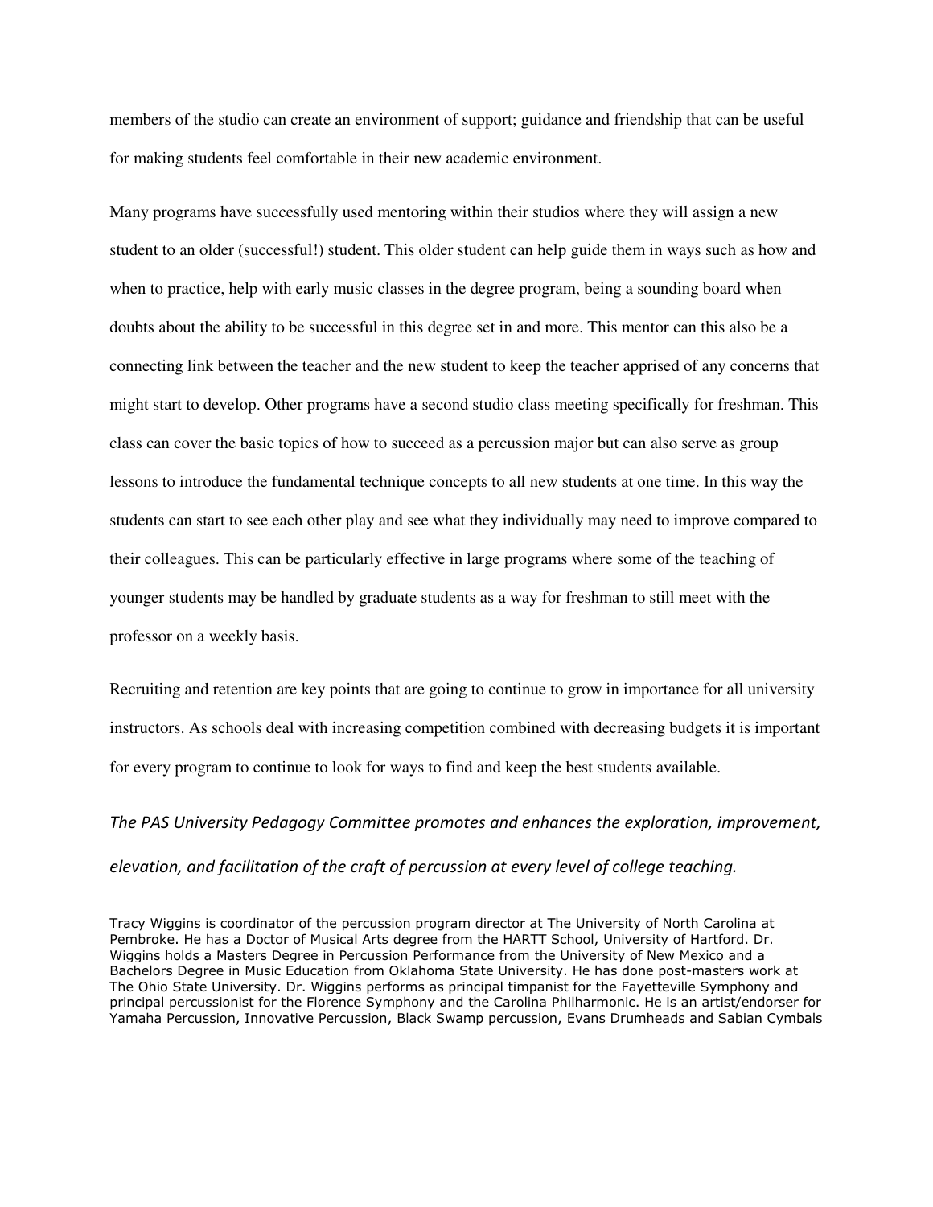members of the studio can create an environment of support; guidance and friendship that can be useful for making students feel comfortable in their new academic environment.

Many programs have successfully used mentoring within their studios where they will assign a new student to an older (successful!) student. This older student can help guide them in ways such as how and when to practice, help with early music classes in the degree program, being a sounding board when doubts about the ability to be successful in this degree set in and more. This mentor can this also be a connecting link between the teacher and the new student to keep the teacher apprised of any concerns that might start to develop. Other programs have a second studio class meeting specifically for freshman. This class can cover the basic topics of how to succeed as a percussion major but can also serve as group lessons to introduce the fundamental technique concepts to all new students at one time. In this way the students can start to see each other play and see what they individually may need to improve compared to their colleagues. This can be particularly effective in large programs where some of the teaching of younger students may be handled by graduate students as a way for freshman to still meet with the professor on a weekly basis.

Recruiting and retention are key points that are going to continue to grow in importance for all university instructors. As schools deal with increasing competition combined with decreasing budgets it is important for every program to continue to look for ways to find and keep the best students available.

*The PAS University Pedagogy Committee promotes and enhances the exploration, improvement, elevation, and facilitation of the craft of percussion at every level of college teaching.*

Tracy Wiggins is coordinator of the percussion program director at The University of North Carolina at Pembroke. He has a Doctor of Musical Arts degree from the HARTT School, University of Hartford. Dr. Wiggins holds a Masters Degree in Percussion Performance from the University of New Mexico and a Bachelors Degree in Music Education from Oklahoma State University. He has done post-masters work at The Ohio State University. Dr. Wiggins performs as principal timpanist for the Fayetteville Symphony and principal percussionist for the Florence Symphony and the Carolina Philharmonic. He is an artist/endorser for Yamaha Percussion, Innovative Percussion, Black Swamp percussion, Evans Drumheads and Sabian Cymbals